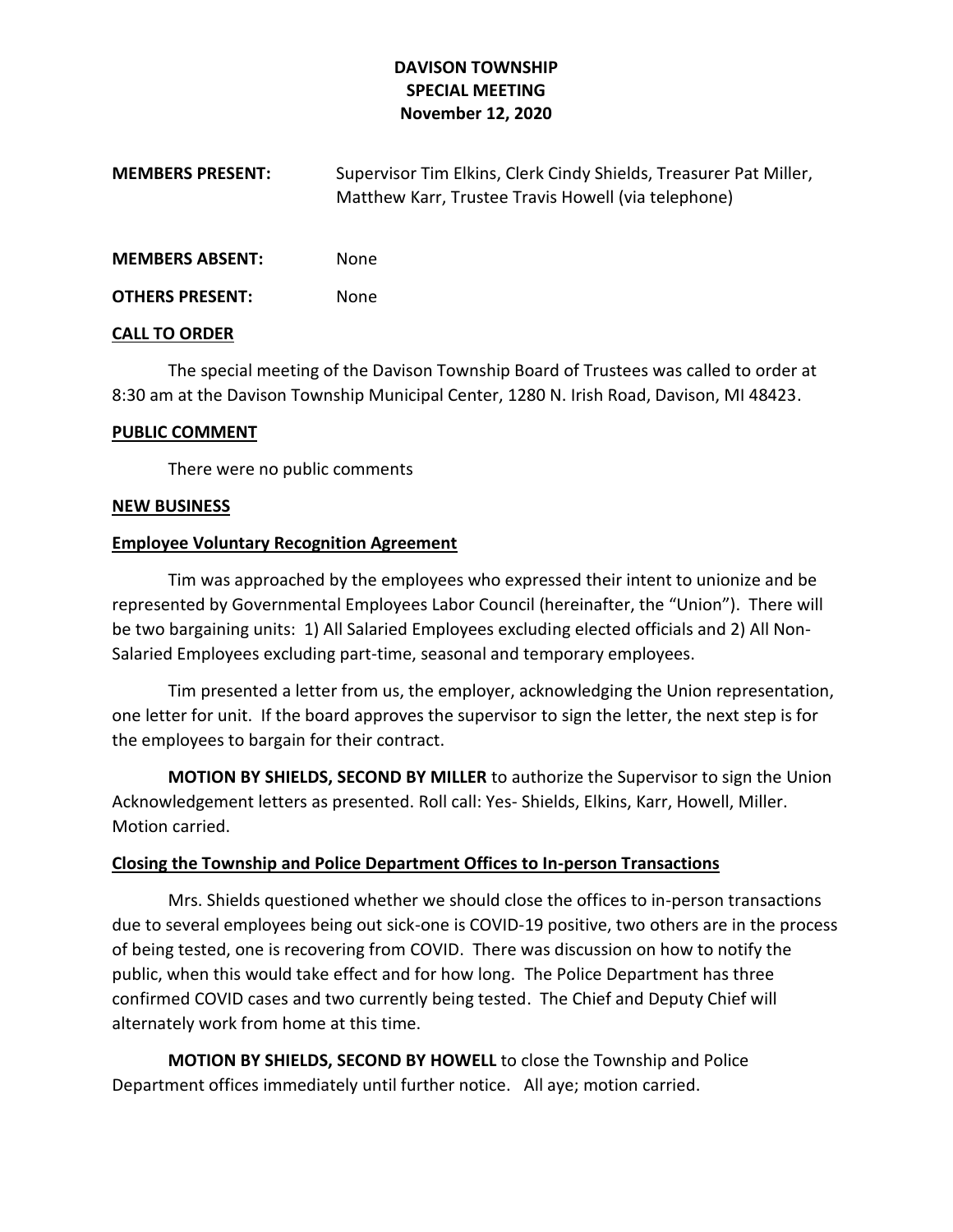# DAVISON TOWNSHIP
## SPECIAL MEETING
### November 12, 2020

**MEMBERS PRESENT:** Supervisor Tim Elkins, Clerk Cindy Shields, Treasurer Pat Miller, Matthew Karr, Trustee Travis Howell (via telephone)

**MEMBERS ABSENT:** None

**OTHERS PRESENT:** None

**CALL TO ORDER**

The special meeting of the Davison Township Board of Trustees was called to order at 8:30 am at the Davison Township Municipal Center, 1280 N. Irish Road, Davison, MI 48423.

**PUBLIC COMMENT**

There were no public comments

**NEW BUSINESS**

**Employee Voluntary Recognition Agreement**

Tim was approached by the employees who expressed their intent to unionize and be represented by Governmental Employees Labor Council (hereinafter, the "Union"). There will be two bargaining units: 1) All Salaried Employees excluding elected officials and 2) All Non-Salaried Employees excluding part-time, seasonal and temporary employees.

Tim presented a letter from us, the employer, acknowledging the Union representation, one letter for unit. If the board approves the supervisor to sign the letter, the next step is for the employees to bargain for their contract.

**MOTION BY SHIELDS, SECOND BY MILLER** to authorize the Supervisor to sign the Union Acknowledgement letters as presented. Roll call: Yes- Shields, Elkins, Karr, Howell, Miller. Motion carried.

**Closing the Township and Police Department Offices to In-person Transactions**

Mrs. Shields questioned whether we should close the offices to in-person transactions due to several employees being out sick-one is COVID-19 positive, two others are in the process of being tested, one is recovering from COVID. There was discussion on how to notify the public, when this would take effect and for how long. The Police Department has three confirmed COVID cases and two currently being tested. The Chief and Deputy Chief will alternately work from home at this time.

**MOTION BY SHIELDS, SECOND BY HOWELL** to close the Township and Police Department offices immediately until further notice. All aye; motion carried.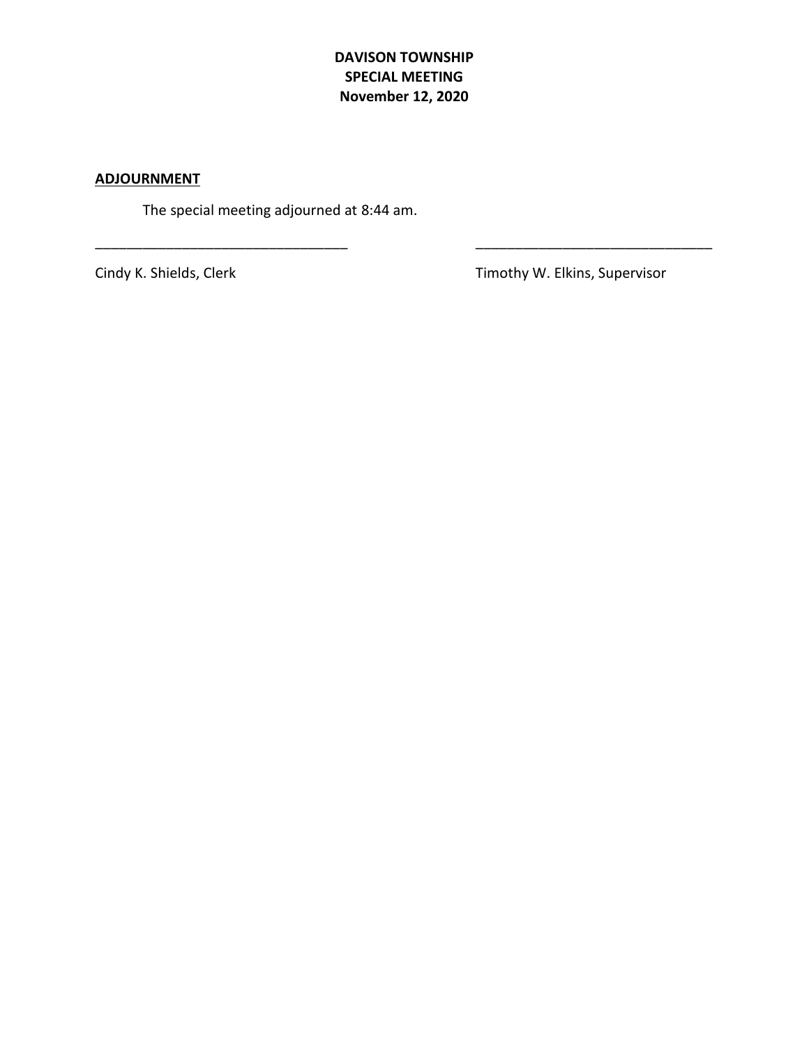**DAVISON TOWNSHIP**
**SPECIAL MEETING**
**November 12, 2020**

**ADJOURNMENT**

The special meeting adjourned at 8:44 am.

________________________________ ________________________________

Cindy K. Shields, Clerk Timothy W. Elkins, Supervisor